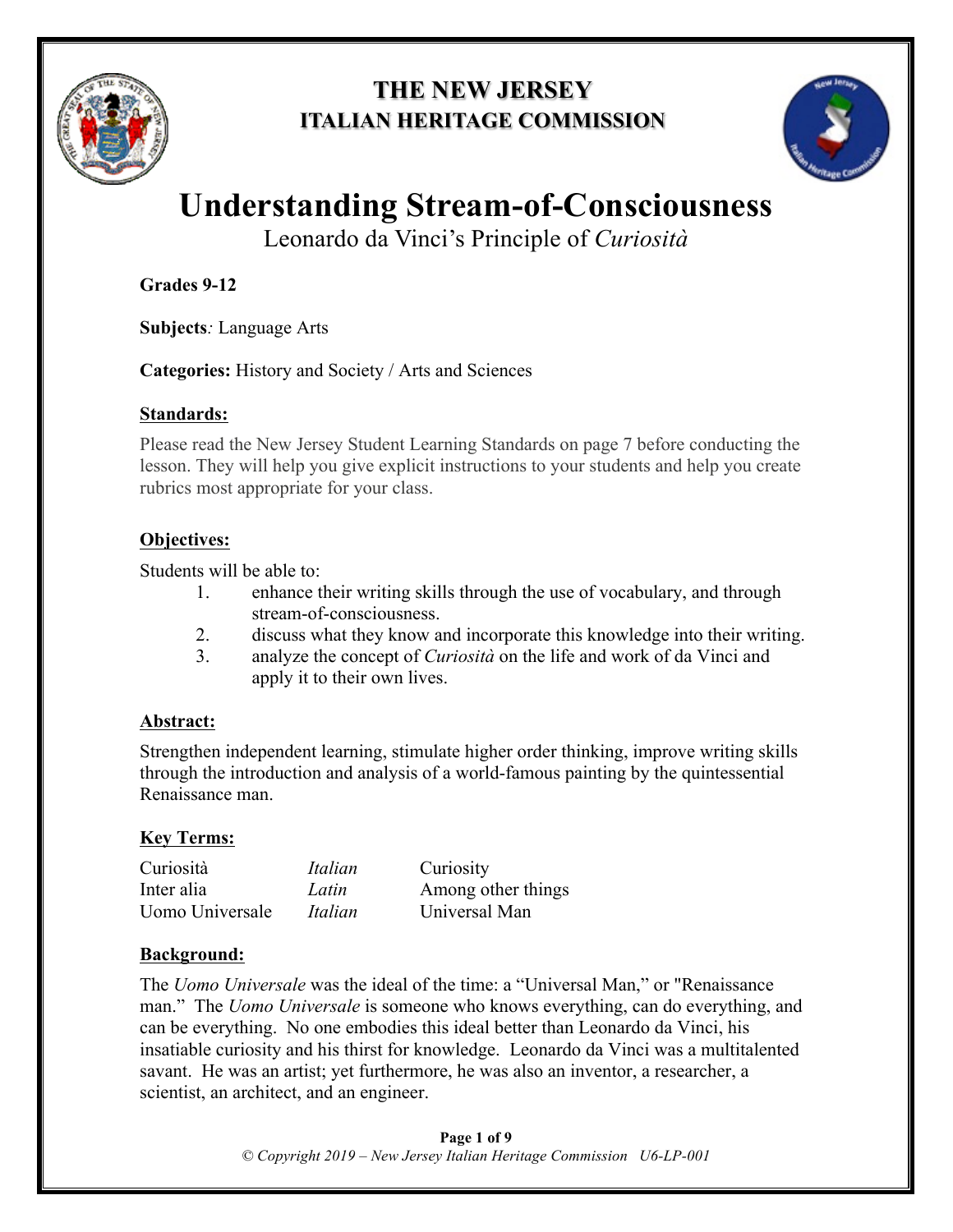# THE NEW JERSEY ITALIAN HERITAGE COMMISSION

# Understanding Stream-of-Consciousness

## Leonardo da Vinci's Principle of *Curiosità*

**Grades 9-12**

**Subjects***:* Language Arts

**Categories:** History and Society / Arts and Sciences

### Standards:

Please read the New Jersey Student Learning Standards on page 7 before conducting the lesson. They will help you give explicit instructions to your students and help you create rubrics most appropriate for your class.

### Objectives:

Students will be able to:

1. enhance their writing skills through the use of vocabulary, and through stream-of-consciousness.
2. discuss what they know and incorporate this knowledge into their writing.
3. analyze the concept of *Curiosità* on the life and work of da Vinci and apply it to their own lives.

### Abstract:

Strengthen independent learning, stimulate higher order thinking, improve writing skills through the introduction and analysis of a world-famous painting by the quintessential Renaissance man.

### Key Terms:

| | | |
|---|---|---|
| Curiosità | *Italian* | Curiosity |
| Inter alia | *Latin* | Among other things |
| Uomo Universale | *Italian* | Universal Man |

### Background:

The *Uomo Universale* was the ideal of the time: a "Universal Man," or "Renaissance man." The *Uomo Universale* is someone who knows everything, can do everything, and can be everything. No one embodies this ideal better than Leonardo da Vinci, his insatiable curiosity and his thirst for knowledge. Leonardo da Vinci was a multitalented savant. He was an artist; yet furthermore, he was also an inventor, a researcher, a scientist, an architect, and an engineer.

*© Copyright 2019 – New Jersey Italian Heritage Commission U6-LP-001*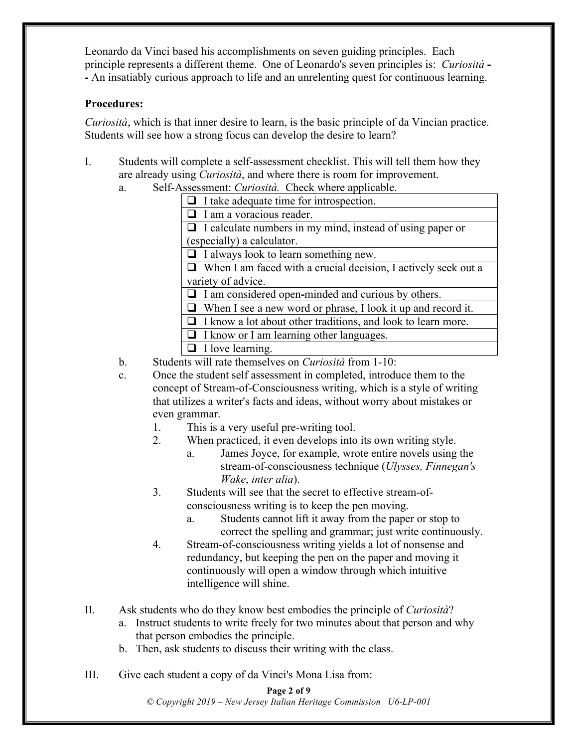Leonardo da Vinci based his accomplishments on seven guiding principles. Each principle represents a different theme. One of Leonardo's seven principles is: *Curiosità* -- An insatiably curious approach to life and an unrelenting quest for continuous learning.

**Procedures:**

*Curiosità*, which is that inner desire to learn, is the basic principle of da Vincian practice. Students will see how a strong focus can develop the desire to learn?

I. Students will complete a self-assessment checklist. This will tell them how they are already using *Curiosità*, and where there is room for improvement.

   a. Self-Assessment: *Curiosità.* Check where applicable.

| |
|---|
| ❑ I take adequate time for introspection. |
| ❑ I am a voracious reader. |
| ❑ I calculate numbers in my mind, instead of using paper or (especially) a calculator. |
| ❑ I always look to learn something new. |
| ❑ When I am faced with a crucial decision, I actively seek out a variety of advice. |
| ❑ I am considered open-minded and curious by others. |
| ❑ When I see a new word or phrase, I look it up and record it. |
| ❑ I know a lot about other traditions, and look to learn more. |
| ❑ I know or I am learning other languages. |
| ❑ I love learning. |

   b. Students will rate themselves on *Curiosità* from 1-10:

   c. Once the student self assessment in completed, introduce them to the concept of Stream-of-Consciousness writing, which is a style of writing that utilizes a writer's facts and ideas, without worry about mistakes or even grammar.

      1. This is a very useful pre-writing tool.
      2. When practiced, it even develops into its own writing style.
         a. James Joyce, for example, wrote entire novels using the stream-of-consciousness technique (*Ulysses, Finnegan's Wake*, *inter alia*).
      3. Students will see that the secret to effective stream-of-consciousness writing is to keep the pen moving.
         a. Students cannot lift it away from the paper or stop to correct the spelling and grammar; just write continuously.
      4. Stream-of-consciousness writing yields a lot of nonsense and redundancy, but keeping the pen on the paper and moving it continuously will open a window through which intuitive intelligence will shine.

II. Ask students who do they know best embodies the principle of *Curiosità*?

   a. Instruct students to write freely for two minutes about that person and why that person embodies the principle.
   b. Then, ask students to discuss their writing with the class.

III. Give each student a copy of da Vinci's Mona Lisa from: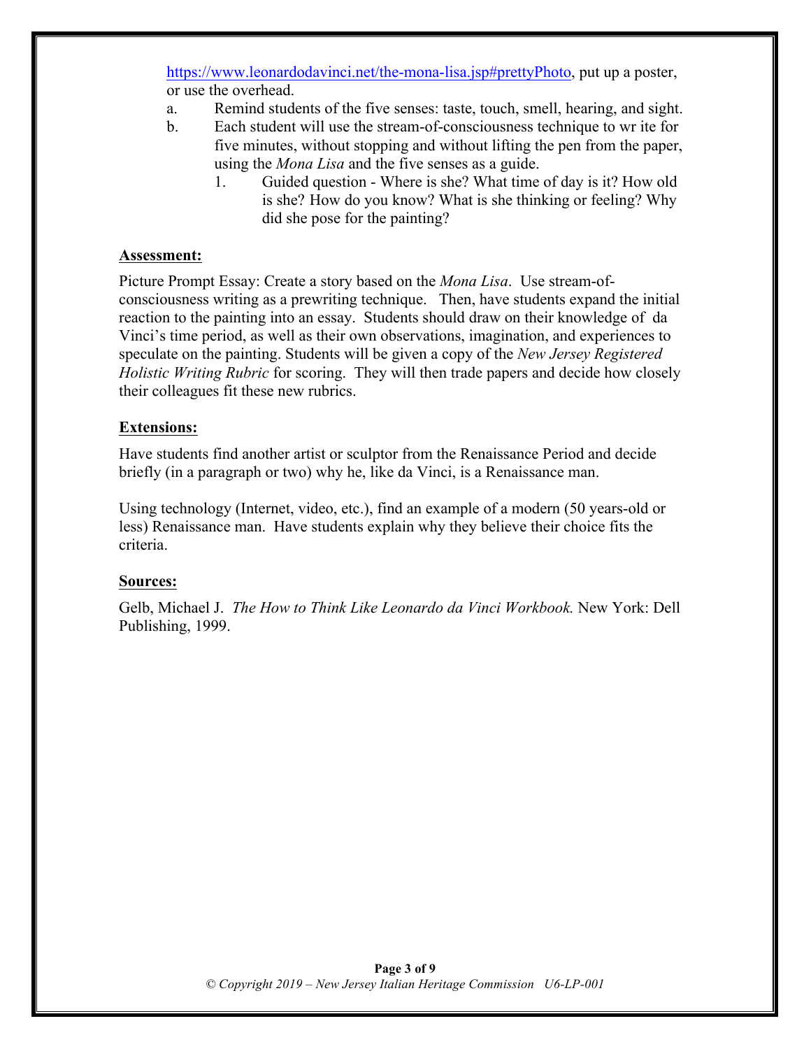https://www.leonardodavinci.net/the-mona-lisa.jsp#prettyPhoto, put up a poster, or use the overhead.

a. Remind students of the five senses: taste, touch, smell, hearing, and sight.

b. Each student will use the stream-of-consciousness technique to wr ite for five minutes, without stopping and without lifting the pen from the paper, using the *Mona Lisa* and the five senses as a guide.

   1. Guided question - Where is she? What time of day is it? How old is she? How do you know? What is she thinking or feeling? Why did she pose for the painting?

**Assessment:**

Picture Prompt Essay: Create a story based on the *Mona Lisa*. Use stream-of-consciousness writing as a prewriting technique. Then, have students expand the initial reaction to the painting into an essay. Students should draw on their knowledge of da Vinci's time period, as well as their own observations, imagination, and experiences to speculate on the painting. Students will be given a copy of the *New Jersey Registered Holistic Writing Rubric* for scoring. They will then trade papers and decide how closely their colleagues fit these new rubrics.

**Extensions:**

Have students find another artist or sculptor from the Renaissance Period and decide briefly (in a paragraph or two) why he, like da Vinci, is a Renaissance man.

Using technology (Internet, video, etc.), find an example of a modern (50 years-old or less) Renaissance man. Have students explain why they believe their choice fits the criteria.

**Sources:**

Gelb, Michael J. *The How to Think Like Leonardo da Vinci Workbook.* New York: Dell Publishing, 1999.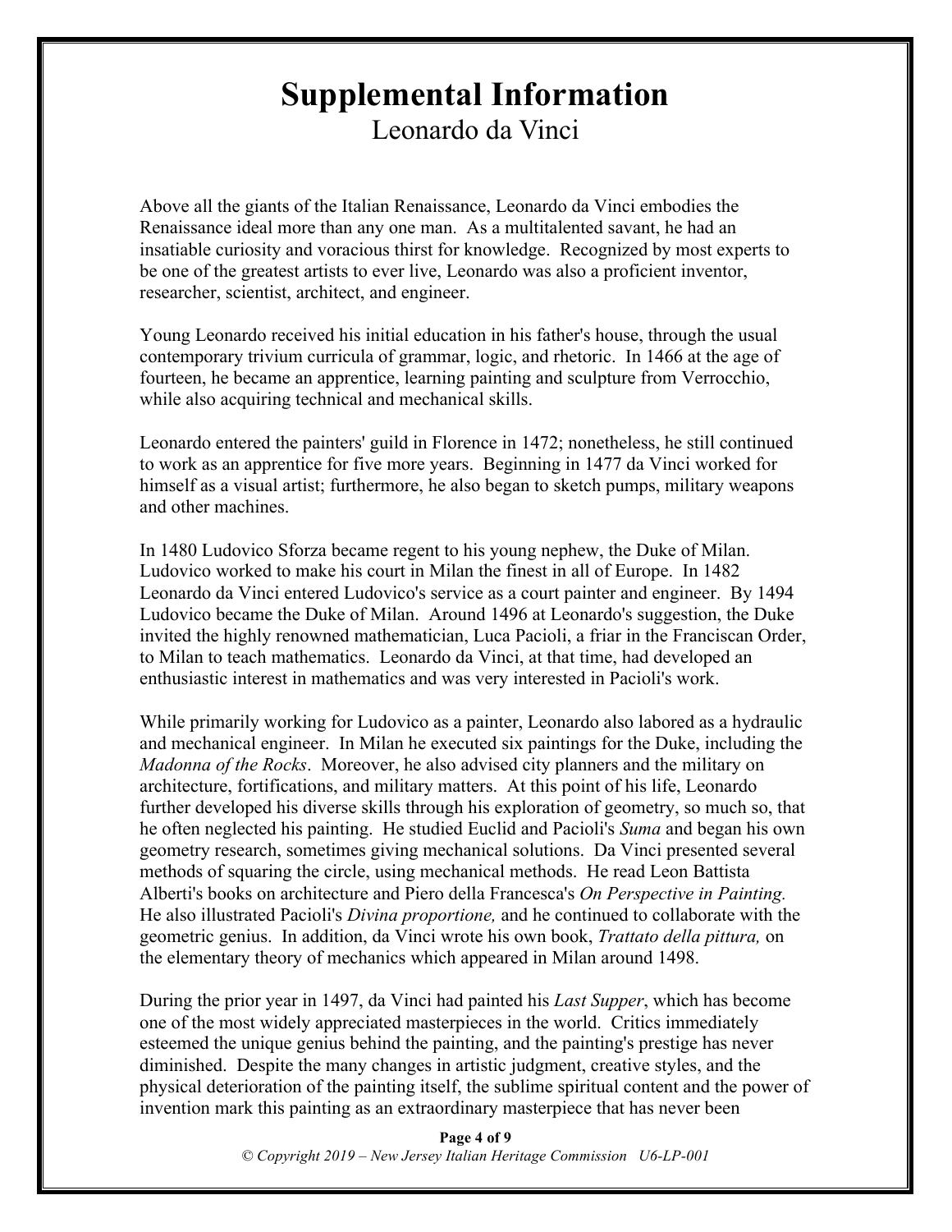# Supplemental Information

## Leonardo da Vinci

Above all the giants of the Italian Renaissance, Leonardo da Vinci embodies the Renaissance ideal more than any one man. As a multitalented savant, he had an insatiable curiosity and voracious thirst for knowledge. Recognized by most experts to be one of the greatest artists to ever live, Leonardo was also a proficient inventor, researcher, scientist, architect, and engineer.

Young Leonardo received his initial education in his father's house, through the usual contemporary trivium curricula of grammar, logic, and rhetoric. In 1466 at the age of fourteen, he became an apprentice, learning painting and sculpture from Verrocchio, while also acquiring technical and mechanical skills.

Leonardo entered the painters' guild in Florence in 1472; nonetheless, he still continued to work as an apprentice for five more years. Beginning in 1477 da Vinci worked for himself as a visual artist; furthermore, he also began to sketch pumps, military weapons and other machines.

In 1480 Ludovico Sforza became regent to his young nephew, the Duke of Milan. Ludovico worked to make his court in Milan the finest in all of Europe. In 1482 Leonardo da Vinci entered Ludovico's service as a court painter and engineer. By 1494 Ludovico became the Duke of Milan. Around 1496 at Leonardo's suggestion, the Duke invited the highly renowned mathematician, Luca Pacioli, a friar in the Franciscan Order, to Milan to teach mathematics. Leonardo da Vinci, at that time, had developed an enthusiastic interest in mathematics and was very interested in Pacioli's work.

While primarily working for Ludovico as a painter, Leonardo also labored as a hydraulic and mechanical engineer. In Milan he executed six paintings for the Duke, including the *Madonna of the Rocks*. Moreover, he also advised city planners and the military on architecture, fortifications, and military matters. At this point of his life, Leonardo further developed his diverse skills through his exploration of geometry, so much so, that he often neglected his painting. He studied Euclid and Pacioli's *Suma* and began his own geometry research, sometimes giving mechanical solutions. Da Vinci presented several methods of squaring the circle, using mechanical methods. He read Leon Battista Alberti's books on architecture and Piero della Francesca's *On Perspective in Painting.* He also illustrated Pacioli's *Divina proportione,* and he continued to collaborate with the geometric genius. In addition, da Vinci wrote his own book, *Trattato della pittura,* on the elementary theory of mechanics which appeared in Milan around 1498.

During the prior year in 1497, da Vinci had painted his *Last Supper*, which has become one of the most widely appreciated masterpieces in the world. Critics immediately esteemed the unique genius behind the painting, and the painting's prestige has never diminished. Despite the many changes in artistic judgment, creative styles, and the physical deterioration of the painting itself, the sublime spiritual content and the power of invention mark this painting as an extraordinary masterpiece that has never been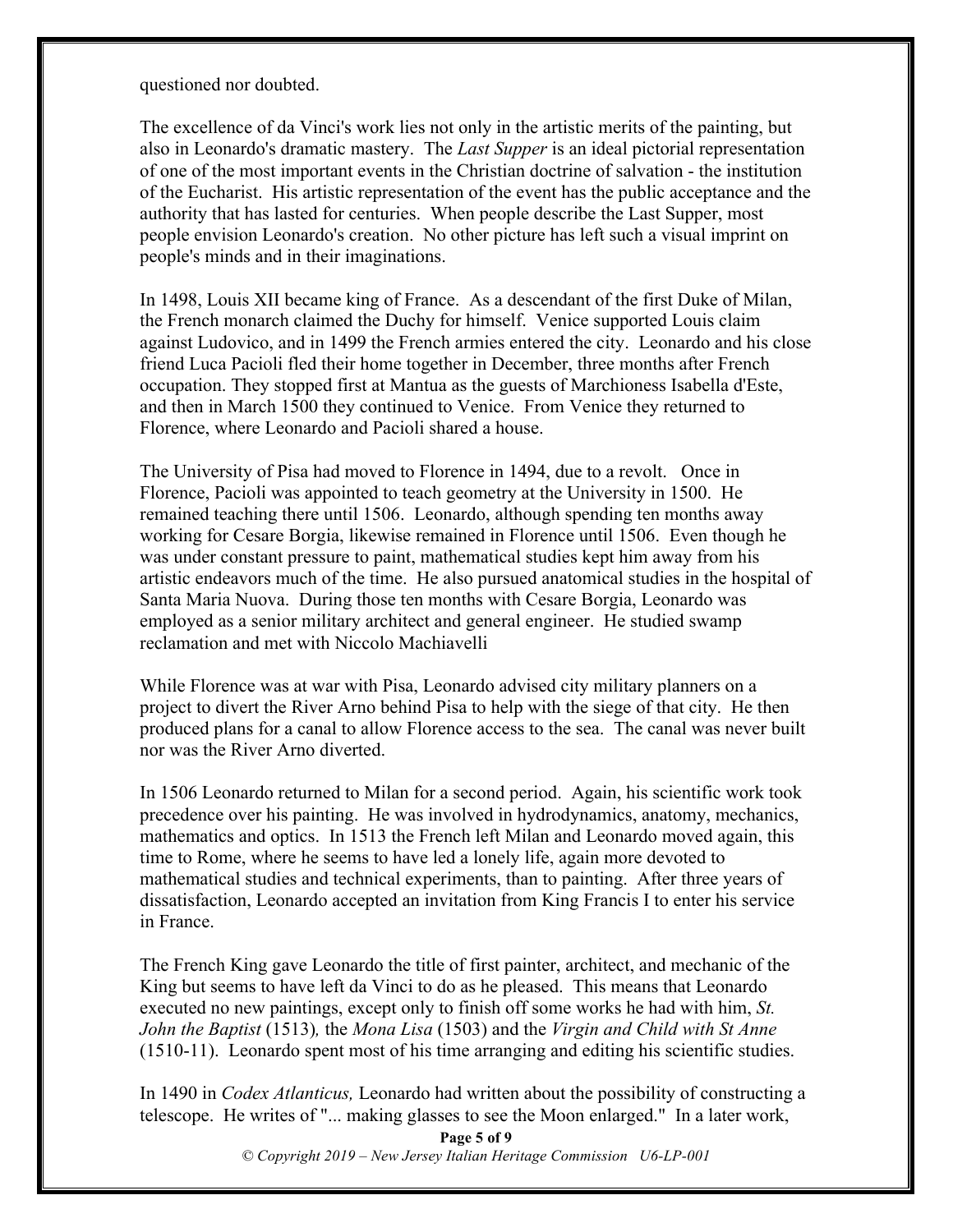questioned nor doubted.

The excellence of da Vinci's work lies not only in the artistic merits of the painting, but also in Leonardo's dramatic mastery. The *Last Supper* is an ideal pictorial representation of one of the most important events in the Christian doctrine of salvation - the institution of the Eucharist. His artistic representation of the event has the public acceptance and the authority that has lasted for centuries. When people describe the Last Supper, most people envision Leonardo's creation. No other picture has left such a visual imprint on people's minds and in their imaginations.

In 1498, Louis XII became king of France. As a descendant of the first Duke of Milan, the French monarch claimed the Duchy for himself. Venice supported Louis claim against Ludovico, and in 1499 the French armies entered the city. Leonardo and his close friend Luca Pacioli fled their home together in December, three months after French occupation. They stopped first at Mantua as the guests of Marchioness Isabella d'Este, and then in March 1500 they continued to Venice. From Venice they returned to Florence, where Leonardo and Pacioli shared a house.

The University of Pisa had moved to Florence in 1494, due to a revolt. Once in Florence, Pacioli was appointed to teach geometry at the University in 1500. He remained teaching there until 1506. Leonardo, although spending ten months away working for Cesare Borgia, likewise remained in Florence until 1506. Even though he was under constant pressure to paint, mathematical studies kept him away from his artistic endeavors much of the time. He also pursued anatomical studies in the hospital of Santa Maria Nuova. During those ten months with Cesare Borgia, Leonardo was employed as a senior military architect and general engineer. He studied swamp reclamation and met with Niccolo Machiavelli

While Florence was at war with Pisa, Leonardo advised city military planners on a project to divert the River Arno behind Pisa to help with the siege of that city. He then produced plans for a canal to allow Florence access to the sea. The canal was never built nor was the River Arno diverted.

In 1506 Leonardo returned to Milan for a second period. Again, his scientific work took precedence over his painting. He was involved in hydrodynamics, anatomy, mechanics, mathematics and optics. In 1513 the French left Milan and Leonardo moved again, this time to Rome, where he seems to have led a lonely life, again more devoted to mathematical studies and technical experiments, than to painting. After three years of dissatisfaction, Leonardo accepted an invitation from King Francis I to enter his service in France.

The French King gave Leonardo the title of first painter, architect, and mechanic of the King but seems to have left da Vinci to do as he pleased. This means that Leonardo executed no new paintings, except only to finish off some works he had with him, *St. John the Baptist* (1513), the *Mona Lisa* (1503) and the *Virgin and Child with St Anne* (1510-11). Leonardo spent most of his time arranging and editing his scientific studies.

In 1490 in *Codex Atlanticus,* Leonardo had written about the possibility of constructing a telescope. He writes of "... making glasses to see the Moon enlarged." In a later work,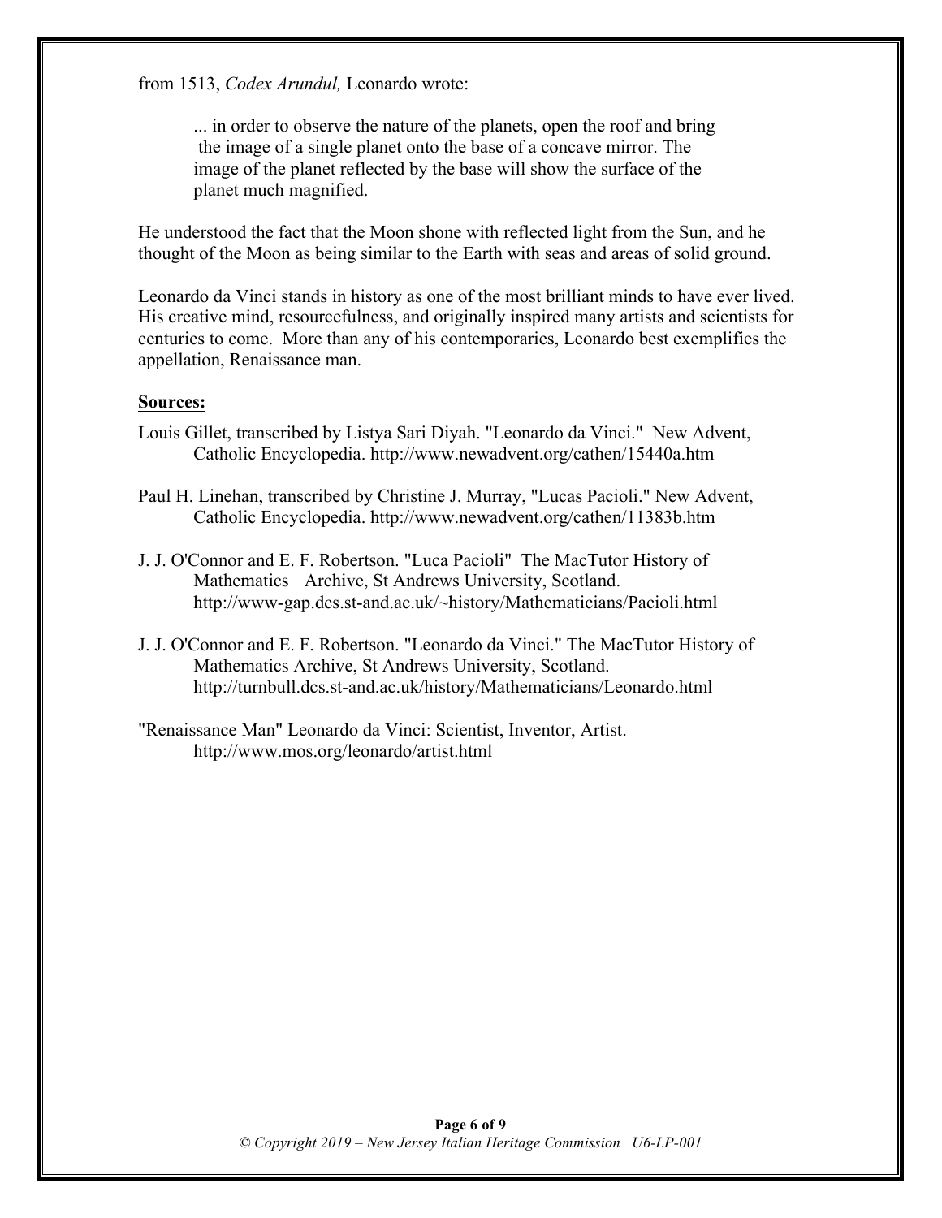from 1513, *Codex Arundul,* Leonardo wrote:

> ... in order to observe the nature of the planets, open the roof and bring the image of a single planet onto the base of a concave mirror. The image of the planet reflected by the base will show the surface of the planet much magnified.

He understood the fact that the Moon shone with reflected light from the Sun, and he thought of the Moon as being similar to the Earth with seas and areas of solid ground.

Leonardo da Vinci stands in history as one of the most brilliant minds to have ever lived. His creative mind, resourcefulness, and originally inspired many artists and scientists for centuries to come. More than any of his contemporaries, Leonardo best exemplifies the appellation, Renaissance man.

**Sources:**

Louis Gillet, transcribed by Listya Sari Diyah. "Leonardo da Vinci." New Advent, Catholic Encyclopedia. http://www.newadvent.org/cathen/15440a.htm

Paul H. Linehan, transcribed by Christine J. Murray, "Lucas Pacioli." New Advent, Catholic Encyclopedia. http://www.newadvent.org/cathen/11383b.htm

J. J. O'Connor and E. F. Robertson. "Luca Pacioli" The MacTutor History of Mathematics Archive, St Andrews University, Scotland. http://www-gap.dcs.st-and.ac.uk/~history/Mathematicians/Pacioli.html

J. J. O'Connor and E. F. Robertson. "Leonardo da Vinci." The MacTutor History of Mathematics Archive, St Andrews University, Scotland. http://turnbull.dcs.st-and.ac.uk/history/Mathematicians/Leonardo.html

"Renaissance Man" Leonardo da Vinci: Scientist, Inventor, Artist. http://www.mos.org/leonardo/artist.html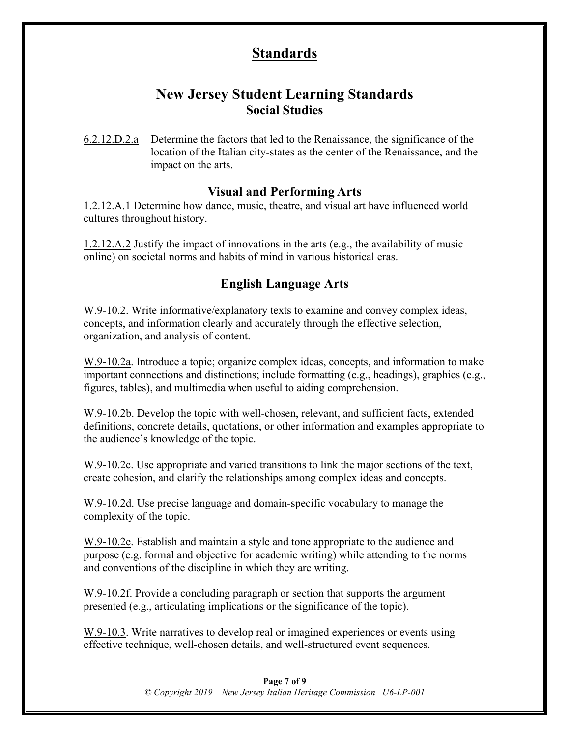## Standards

## New Jersey Student Learning Standards
### Social Studies

6.2.12.D.2.a Determine the factors that led to the Renaissance, the significance of the location of the Italian city-states as the center of the Renaissance, and the impact on the arts.

### Visual and Performing Arts

1.2.12.A.1 Determine how dance, music, theatre, and visual art have influenced world cultures throughout history.

1.2.12.A.2 Justify the impact of innovations in the arts (e.g., the availability of music online) on societal norms and habits of mind in various historical eras.

### English Language Arts

W.9-10.2. Write informative/explanatory texts to examine and convey complex ideas, concepts, and information clearly and accurately through the effective selection, organization, and analysis of content.

W.9-10.2a. Introduce a topic; organize complex ideas, concepts, and information to make important connections and distinctions; include formatting (e.g., headings), graphics (e.g., figures, tables), and multimedia when useful to aiding comprehension.

W.9-10.2b. Develop the topic with well-chosen, relevant, and sufficient facts, extended definitions, concrete details, quotations, or other information and examples appropriate to the audience's knowledge of the topic.

W.9-10.2c. Use appropriate and varied transitions to link the major sections of the text, create cohesion, and clarify the relationships among complex ideas and concepts.

W.9-10.2d. Use precise language and domain-specific vocabulary to manage the complexity of the topic.

W.9-10.2e. Establish and maintain a style and tone appropriate to the audience and purpose (e.g. formal and objective for academic writing) while attending to the norms and conventions of the discipline in which they are writing.

W.9-10.2f. Provide a concluding paragraph or section that supports the argument presented (e.g., articulating implications or the significance of the topic).

W.9-10.3. Write narratives to develop real or imagined experiences or events using effective technique, well-chosen details, and well-structured event sequences.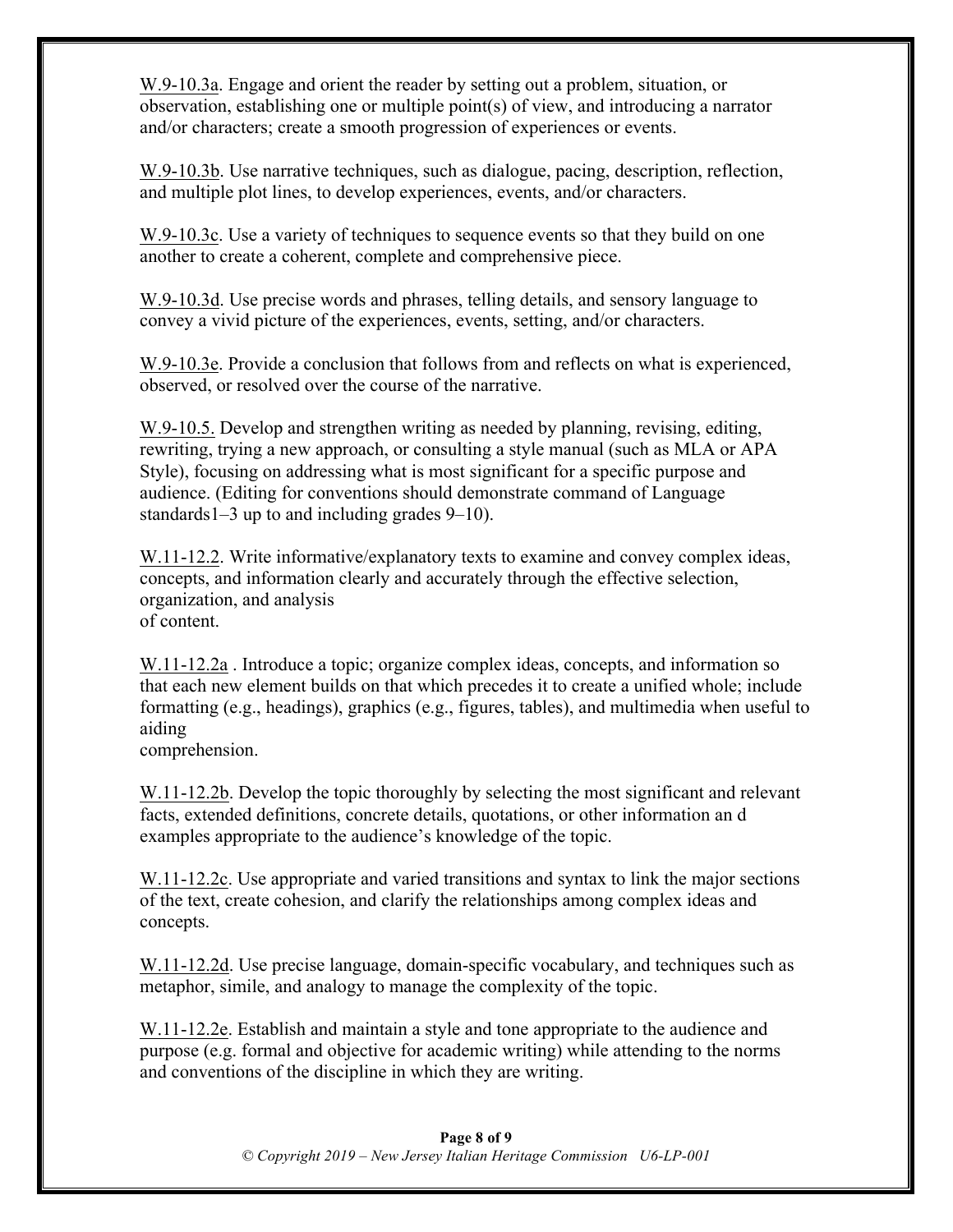W.9-10.3a. Engage and orient the reader by setting out a problem, situation, or observation, establishing one or multiple point(s) of view, and introducing a narrator and/or characters; create a smooth progression of experiences or events.

W.9-10.3b. Use narrative techniques, such as dialogue, pacing, description, reflection, and multiple plot lines, to develop experiences, events, and/or characters.

W.9-10.3c. Use a variety of techniques to sequence events so that they build on one another to create a coherent, complete and comprehensive piece.

W.9-10.3d. Use precise words and phrases, telling details, and sensory language to convey a vivid picture of the experiences, events, setting, and/or characters.

W.9-10.3e. Provide a conclusion that follows from and reflects on what is experienced, observed, or resolved over the course of the narrative.

W.9-10.5. Develop and strengthen writing as needed by planning, revising, editing, rewriting, trying a new approach, or consulting a style manual (such as MLA or APA Style), focusing on addressing what is most significant for a specific purpose and audience. (Editing for conventions should demonstrate command of Language standards1–3 up to and including grades 9–10).

W.11-12.2. Write informative/explanatory texts to examine and convey complex ideas, concepts, and information clearly and accurately through the effective selection, organization, and analysis of content.

W.11-12.2a . Introduce a topic; organize complex ideas, concepts, and information so that each new element builds on that which precedes it to create a unified whole; include formatting (e.g., headings), graphics (e.g., figures, tables), and multimedia when useful to aiding comprehension.

W.11-12.2b. Develop the topic thoroughly by selecting the most significant and relevant facts, extended definitions, concrete details, quotations, or other information an d examples appropriate to the audience's knowledge of the topic.

W.11-12.2c. Use appropriate and varied transitions and syntax to link the major sections of the text, create cohesion, and clarify the relationships among complex ideas and concepts.

W.11-12.2d. Use precise language, domain-specific vocabulary, and techniques such as metaphor, simile, and analogy to manage the complexity of the topic.

W.11-12.2e. Establish and maintain a style and tone appropriate to the audience and purpose (e.g. formal and objective for academic writing) while attending to the norms and conventions of the discipline in which they are writing.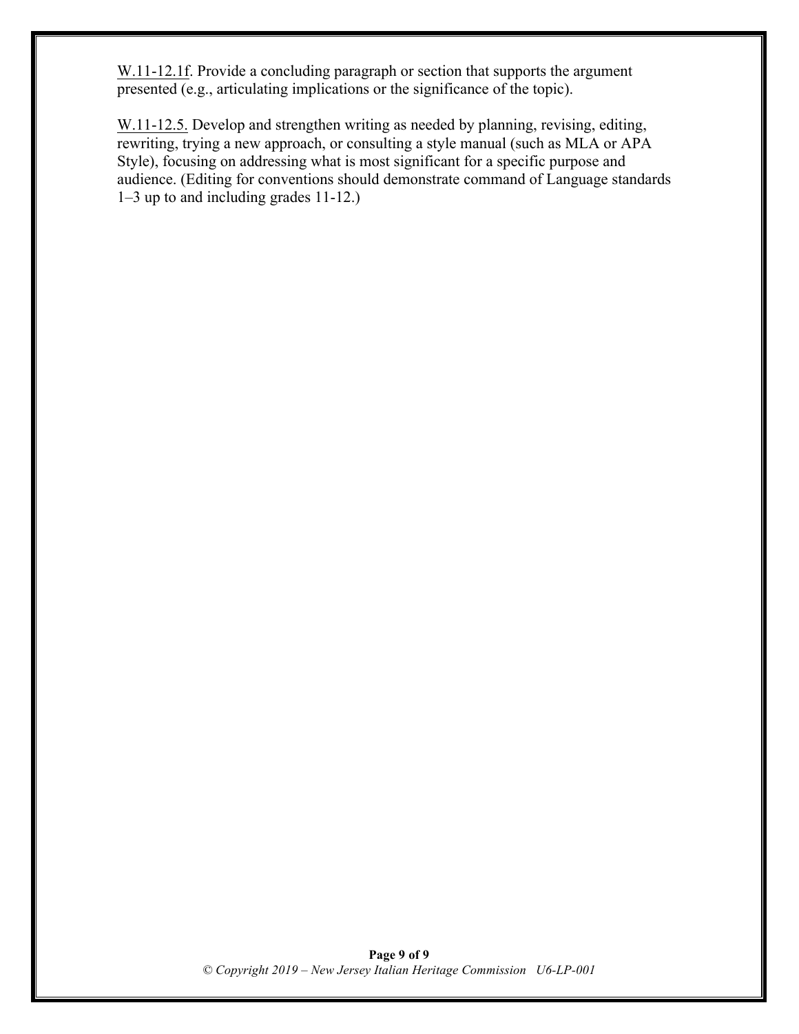W.11-12.1f. Provide a concluding paragraph or section that supports the argument presented (e.g., articulating implications or the significance of the topic).

W.11-12.5. Develop and strengthen writing as needed by planning, revising, editing, rewriting, trying a new approach, or consulting a style manual (such as MLA or APA Style), focusing on addressing what is most significant for a specific purpose and audience. (Editing for conventions should demonstrate command of Language standards 1–3 up to and including grades 11-12.)